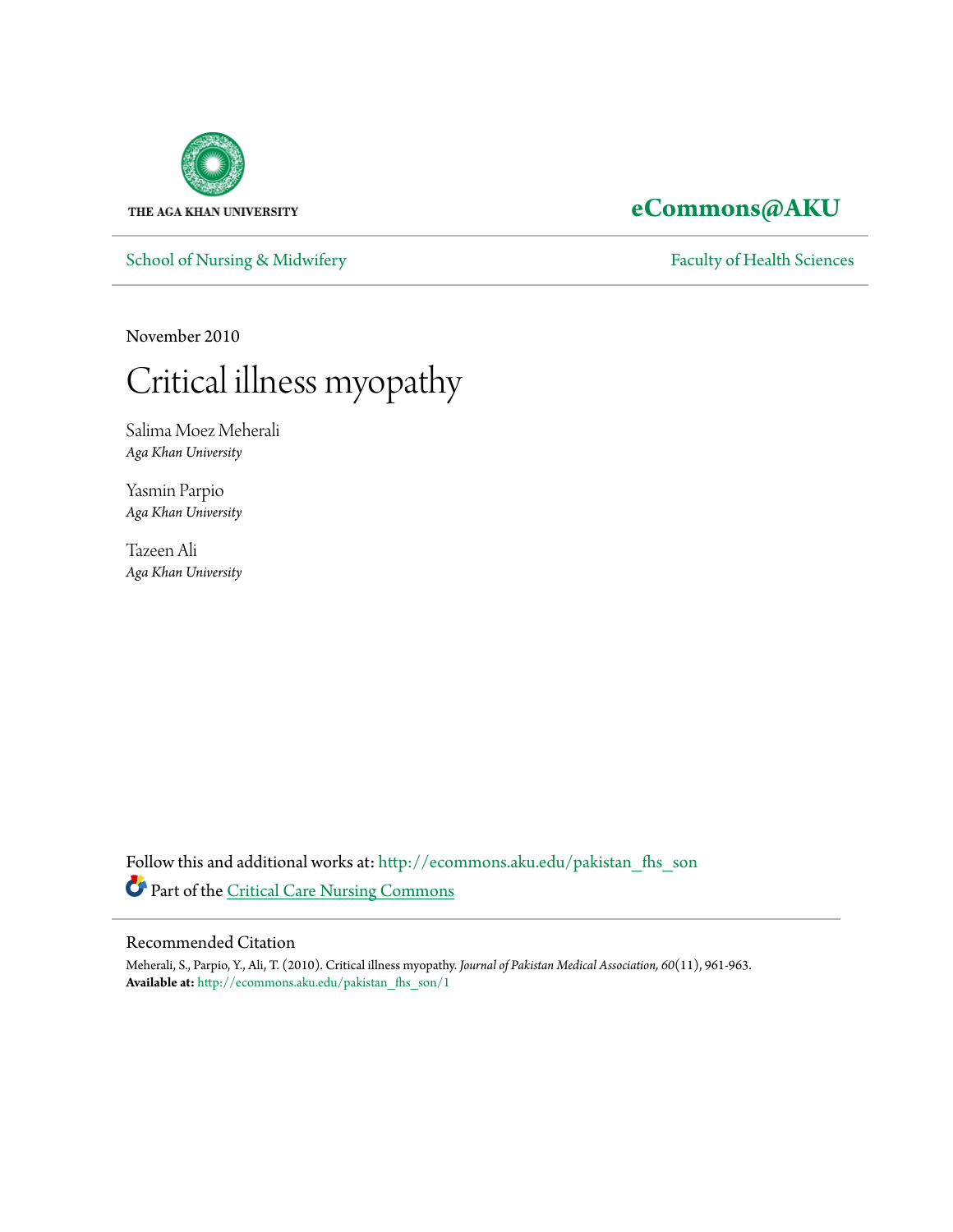THE AGA KHAN UNIVERSITY

**eCommons@AKU**

School of Nursing & Midwifery — Faculty of Health Sciences

November 2010

# Critical illness myopathy

Salima Moez Meherali
*Aga Khan University*

Yasmin Parpio
*Aga Khan University*

Tazeen Ali
*Aga Khan University*

Follow this and additional works at: http://ecommons.aku.edu/pakistan_fhs_son

Part of the Critical Care Nursing Commons

## Recommended Citation

Meherali, S., Parpio, Y., Ali, T. (2010). Critical illness myopathy. *Journal of Pakistan Medical Association, 60*(11), 961-963.
**Available at:** http://ecommons.aku.edu/pakistan_fhs_son/1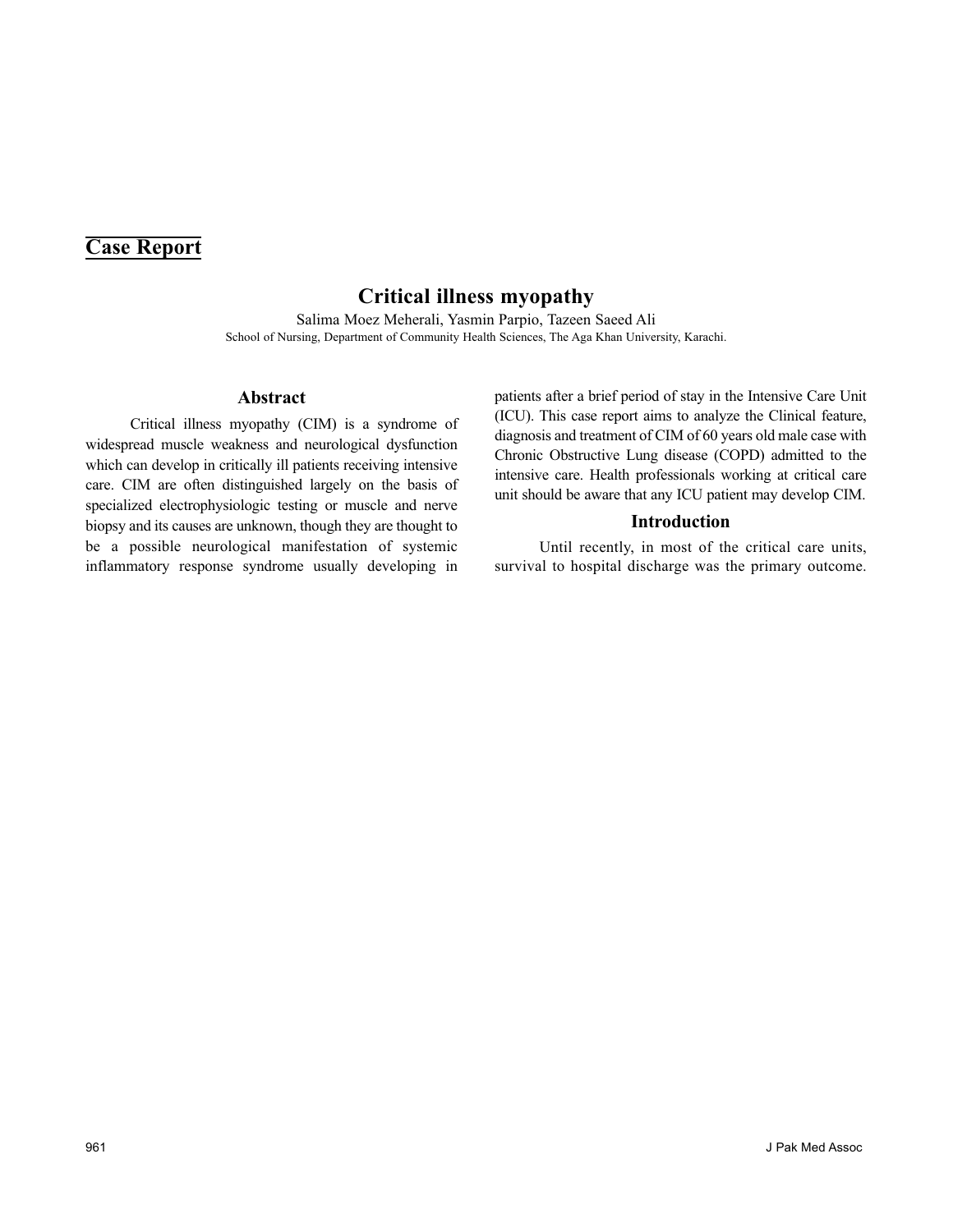## Case Report

# Critical illness myopathy

Salima Moez Meherali, Yasmin Parpio, Tazeen Saeed Ali

School of Nursing, Department of Community Health Sciences, The Aga Khan University, Karachi.

### Abstract

Critical illness myopathy (CIM) is a syndrome of widespread muscle weakness and neurological dysfunction which can develop in critically ill patients receiving intensive care. CIM are often distinguished largely on the basis of specialized electrophysiologic testing or muscle and nerve biopsy and its causes are unknown, though they are thought to be a possible neurological manifestation of systemic inflammatory response syndrome usually developing in patients after a brief period of stay in the Intensive Care Unit (ICU). This case report aims to analyze the Clinical feature, diagnosis and treatment of CIM of 60 years old male case with Chronic Obstructive Lung disease (COPD) admitted to the intensive care. Health professionals working at critical care unit should be aware that any ICU patient may develop CIM.

### Introduction

Until recently, in most of the critical care units, survival to hospital discharge was the primary outcome.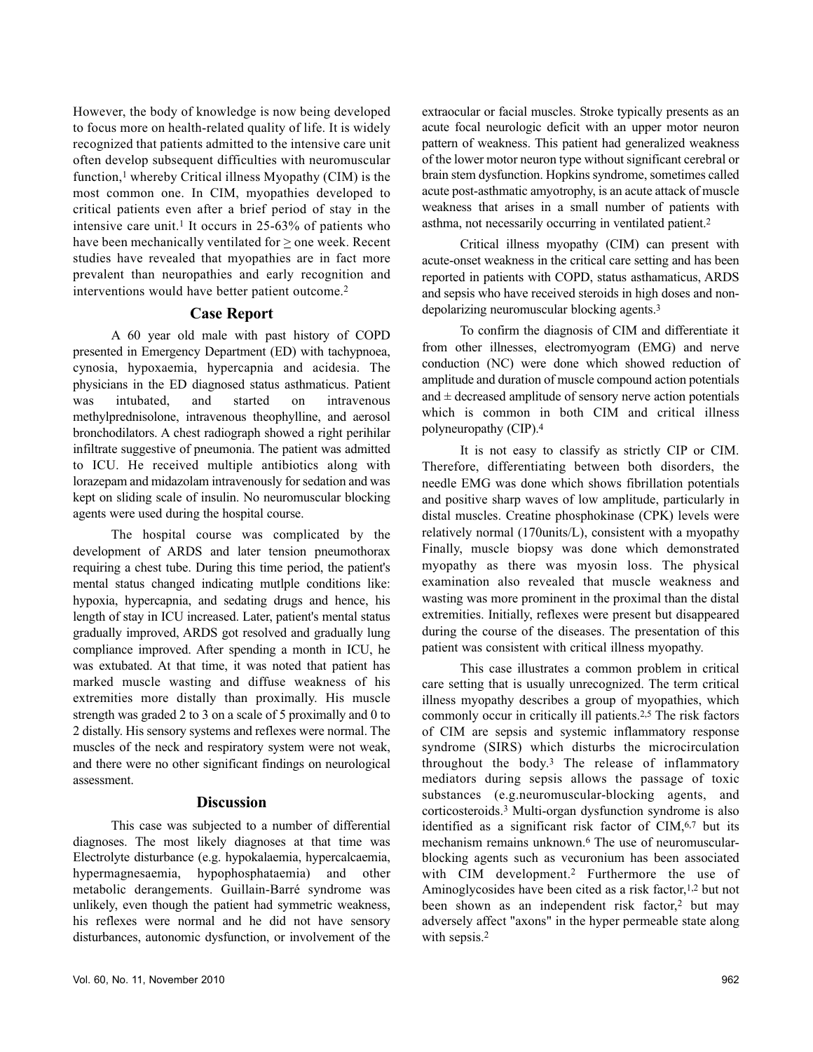However, the body of knowledge is now being developed to focus more on health-related quality of life. It is widely recognized that patients admitted to the intensive care unit often develop subsequent difficulties with neuromuscular function,[1] whereby Critical illness Myopathy (CIM) is the most common one. In CIM, myopathies developed to critical patients even after a brief period of stay in the intensive care unit.[1] It occurs in 25-63% of patients who have been mechanically ventilated for ≥ one week. Recent studies have revealed that myopathies are in fact more prevalent than neuropathies and early recognition and interventions would have better patient outcome.[2]

## Case Report

A 60 year old male with past history of COPD presented in Emergency Department (ED) with tachypnoea, cynosia, hypoxaemia, hypercapnia and acidesia. The physicians in the ED diagnosed status asthmaticus. Patient was intubated, and started on intravenous methylprednisolone, intravenous theophylline, and aerosol bronchodilators. A chest radiograph showed a right perihilar infiltrate suggestive of pneumonia. The patient was admitted to ICU. He received multiple antibiotics along with lorazepam and midazolam intravenously for sedation and was kept on sliding scale of insulin. No neuromuscular blocking agents were used during the hospital course.

The hospital course was complicated by the development of ARDS and later tension pneumothorax requiring a chest tube. During this time period, the patient's mental status changed indicating mutlple conditions like: hypoxia, hypercapnia, and sedating drugs and hence, his length of stay in ICU increased. Later, patient's mental status gradually improved, ARDS got resolved and gradually lung compliance improved. After spending a month in ICU, he was extubated. At that time, it was noted that patient has marked muscle wasting and diffuse weakness of his extremities more distally than proximally. His muscle strength was graded 2 to 3 on a scale of 5 proximally and 0 to 2 distally. His sensory systems and reflexes were normal. The muscles of the neck and respiratory system were not weak, and there were no other significant findings on neurological assessment.

## Discussion

This case was subjected to a number of differential diagnoses. The most likely diagnoses at that time was Electrolyte disturbance (e.g. hypokalaemia, hypercalcaemia, hypermagnesaemia, hypophosphataemia) and other metabolic derangements. Guillain-Barré syndrome was unlikely, even though the patient had symmetric weakness, his reflexes were normal and he did not have sensory disturbances, autonomic dysfunction, or involvement of the extraocular or facial muscles. Stroke typically presents as an acute focal neurologic deficit with an upper motor neuron pattern of weakness. This patient had generalized weakness of the lower motor neuron type without significant cerebral or brain stem dysfunction. Hopkins syndrome, sometimes called acute post-asthmatic amyotrophy, is an acute attack of muscle weakness that arises in a small number of patients with asthma, not necessarily occurring in ventilated patient.[2]

Critical illness myopathy (CIM) can present with acute-onset weakness in the critical care setting and has been reported in patients with COPD, status asthmaticus, ARDS and sepsis who have received steroids in high doses and non-depolarizing neuromuscular blocking agents.[3]

To confirm the diagnosis of CIM and differentiate it from other illnesses, electromyogram (EMG) and nerve conduction (NC) were done which showed reduction of amplitude and duration of muscle compound action potentials and ± decreased amplitude of sensory nerve action potentials which is common in both CIM and critical illness polyneuropathy (CIP).[4]

It is not easy to classify as strictly CIP or CIM. Therefore, differentiating between both disorders, the needle EMG was done which shows fibrillation potentials and positive sharp waves of low amplitude, particularly in distal muscles. Creatine phosphokinase (CPK) levels were relatively normal (170units/L), consistent with a myopathy Finally, muscle biopsy was done which demonstrated myopathy as there was myosin loss. The physical examination also revealed that muscle weakness and wasting was more prominent in the proximal than the distal extremities. Initially, reflexes were present but disappeared during the course of the diseases. The presentation of this patient was consistent with critical illness myopathy.

This case illustrates a common problem in critical care setting that is usually unrecognized. The term critical illness myopathy describes a group of myopathies, which commonly occur in critically ill patients.[2,5] The risk factors of CIM are sepsis and systemic inflammatory response syndrome (SIRS) which disturbs the microcirculation throughout the body.[3] The release of inflammatory mediators during sepsis allows the passage of toxic substances (e.g.neuromuscular-blocking agents, and corticosteroids.[3] Multi-organ dysfunction syndrome is also identified as a significant risk factor of CIM,[6,7] but its mechanism remains unknown.[6] The use of neuromuscular-blocking agents such as vecuronium has been associated with CIM development.[2] Furthermore the use of Aminoglycosides have been cited as a risk factor,[1,2] but not been shown as an independent risk factor,[2] but may adversely affect "axons" in the hyper permeable state along with sepsis.[2]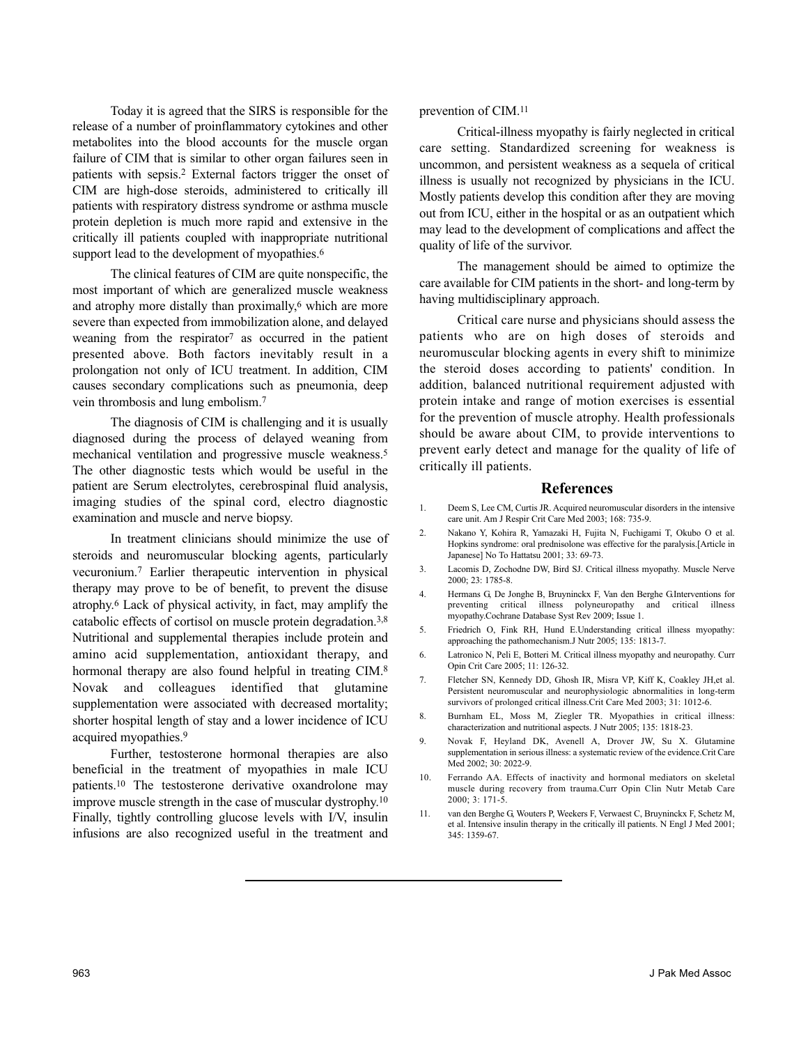Today it is agreed that the SIRS is responsible for the release of a number of proinflammatory cytokines and other metabolites into the blood accounts for the muscle organ failure of CIM that is similar to other organ failures seen in patients with sepsis.[2] External factors trigger the onset of CIM are high-dose steroids, administered to critically ill patients with respiratory distress syndrome or asthma muscle protein depletion is much more rapid and extensive in the critically ill patients coupled with inappropriate nutritional support lead to the development of myopathies.[6]

The clinical features of CIM are quite nonspecific, the most important of which are generalized muscle weakness and atrophy more distally than proximally,[6] which are more severe than expected from immobilization alone, and delayed weaning from the respirator[7] as occurred in the patient presented above. Both factors inevitably result in a prolongation not only of ICU treatment. In addition, CIM causes secondary complications such as pneumonia, deep vein thrombosis and lung embolism.[7]

The diagnosis of CIM is challenging and it is usually diagnosed during the process of delayed weaning from mechanical ventilation and progressive muscle weakness.[5] The other diagnostic tests which would be useful in the patient are Serum electrolytes, cerebrospinal fluid analysis, imaging studies of the spinal cord, electro diagnostic examination and muscle and nerve biopsy.

In treatment clinicians should minimize the use of steroids and neuromuscular blocking agents, particularly vecuronium.[7] Earlier therapeutic intervention in physical therapy may prove to be of benefit, to prevent the disuse atrophy.[6] Lack of physical activity, in fact, may amplify the catabolic effects of cortisol on muscle protein degradation.[3,8] Nutritional and supplemental therapies include protein and amino acid supplementation, antioxidant therapy, and hormonal therapy are also found helpful in treating CIM.[8] Novak and colleagues identified that glutamine supplementation were associated with decreased mortality; shorter hospital length of stay and a lower incidence of ICU acquired myopathies.[9]

Further, testosterone hormonal therapies are also beneficial in the treatment of myopathies in male ICU patients.[10] The testosterone derivative oxandrolone may improve muscle strength in the case of muscular dystrophy.[10] Finally, tightly controlling glucose levels with I/V, insulin infusions are also recognized useful in the treatment and prevention of CIM.[11]

Critical-illness myopathy is fairly neglected in critical care setting. Standardized screening for weakness is uncommon, and persistent weakness as a sequela of critical illness is usually not recognized by physicians in the ICU. Mostly patients develop this condition after they are moving out from ICU, either in the hospital or as an outpatient which may lead to the development of complications and affect the quality of life of the survivor.

The management should be aimed to optimize the care available for CIM patients in the short- and long-term by having multidisciplinary approach.

Critical care nurse and physicians should assess the patients who are on high doses of steroids and neuromuscular blocking agents in every shift to minimize the steroid doses according to patients' condition. In addition, balanced nutritional requirement adjusted with protein intake and range of motion exercises is essential for the prevention of muscle atrophy. Health professionals should be aware about CIM, to provide interventions to prevent early detect and manage for the quality of life of critically ill patients.

## References

1. Deem S, Lee CM, Curtis JR. Acquired neuromuscular disorders in the intensive care unit. Am J Respir Crit Care Med 2003; 168: 735-9.
2. Nakano Y, Kohira R, Yamazaki H, Fujita N, Fuchigami T, Okubo O et al. Hopkins syndrome: oral prednisolone was effective for the paralysis.[Article in Japanese] No To Hattatsu 2001; 33: 69-73.
3. Lacomis D, Zochodne DW, Bird SJ. Critical illness myopathy. Muscle Nerve 2000; 23: 1785-8.
4. Hermans G, De Jonghe B, Bruyninckx F, Van den Berghe G.Interventions for preventing critical illness polyneuropathy and critical illness myopathy.Cochrane Database Syst Rev 2009; Issue 1.
5. Friedrich O, Fink RH, Hund E.Understanding critical illness myopathy: approaching the pathomechanism.J Nutr 2005; 135: 1813-7.
6. Latronico N, Peli E, Botteri M. Critical illness myopathy and neuropathy. Curr Opin Crit Care 2005; 11: 126-32.
7. Fletcher SN, Kennedy DD, Ghosh IR, Misra VP, Kiff K, Coakley JH,et al. Persistent neuromuscular and neurophysiologic abnormalities in long-term survivors of prolonged critical illness.Crit Care Med 2003; 31: 1012-6.
8. Burnham EL, Moss M, Ziegler TR. Myopathies in critical illness: characterization and nutritional aspects. J Nutr 2005; 135: 1818-23.
9. Novak F, Heyland DK, Avenell A, Drover JW, Su X. Glutamine supplementation in serious illness: a systematic review of the evidence.Crit Care Med 2002; 30: 2022-9.
10. Ferrando AA. Effects of inactivity and hormonal mediators on skeletal muscle during recovery from trauma.Curr Opin Clin Nutr Metab Care 2000; 3: 171-5.
11. van den Berghe G, Wouters P, Weekers F, Verwaest C, Bruyninckx F, Schetz M, et al. Intensive insulin therapy in the critically ill patients. N Engl J Med 2001; 345: 1359-67.